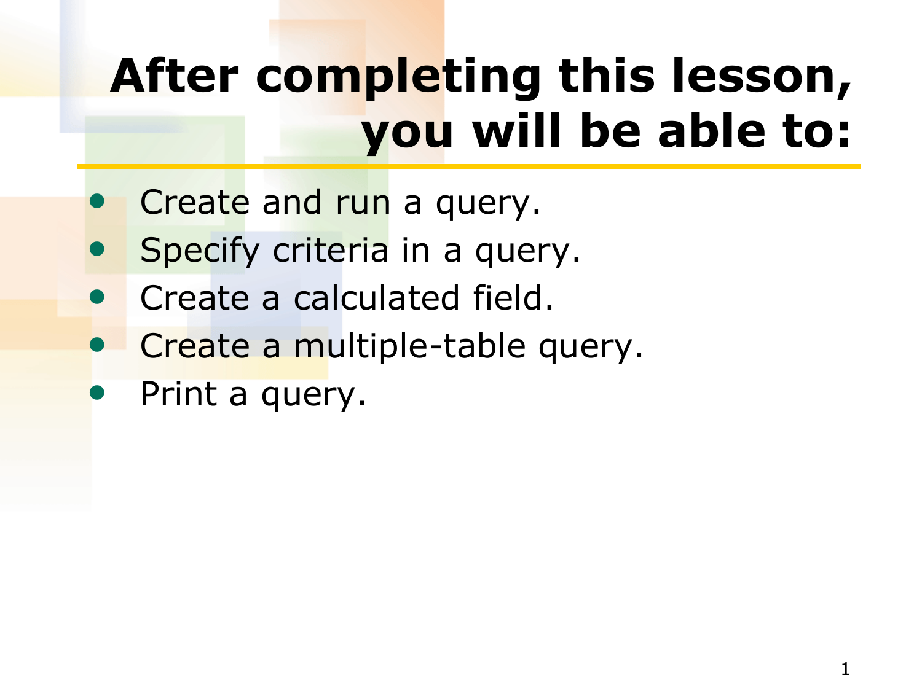# After completing this lesson, you will be able to:

- Create and run a query.
- Specify criteria in a query.
- Create a calculated field.
- Create a multiple-table query.
- Print a query.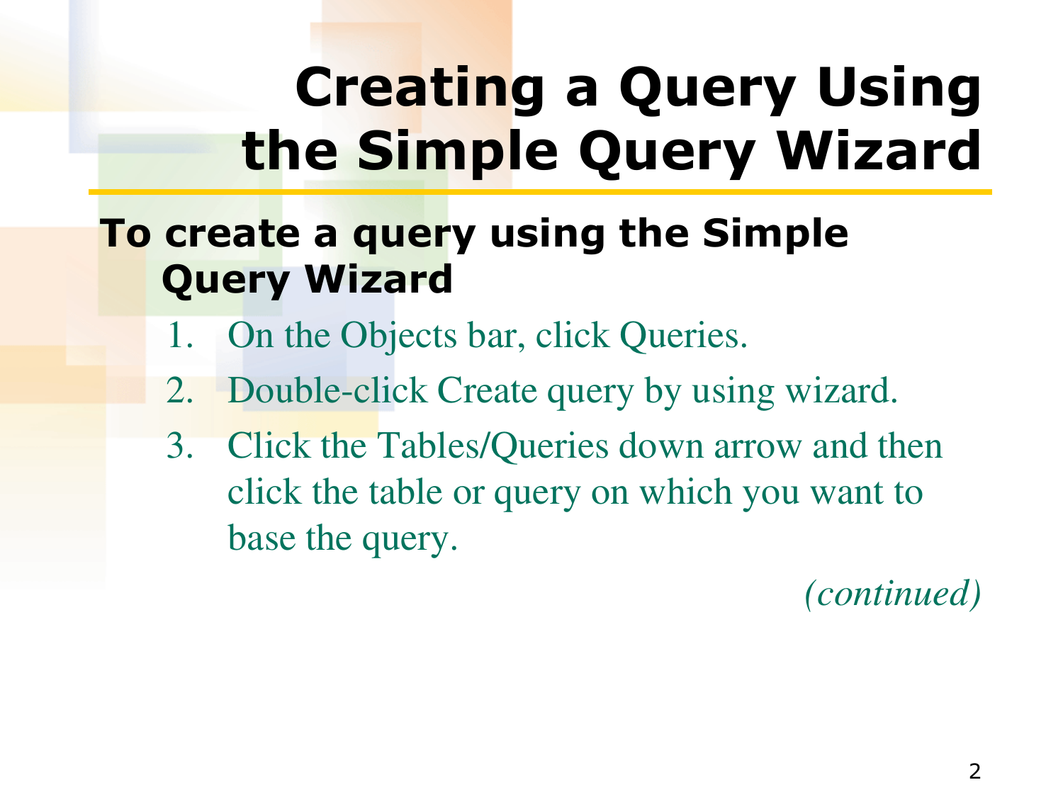# Creating a Query Using the Simple Query Wizard

**To create a query using the Simple Query Wizard**

1. On the Objects bar, click Queries.
2. Double-click Create query by using wizard.
3. Click the Tables/Queries down arrow and then click the table or query on which you want to base the query.

*(continued)*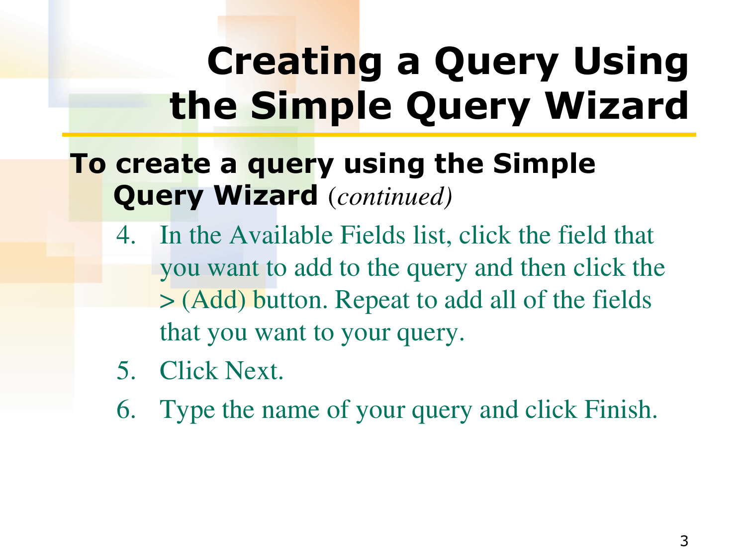# Creating a Query Using the Simple Query Wizard

**To create a query using the Simple Query Wizard** *(continued)*

4. In the Available Fields list, click the field that you want to add to the query and then click the > (Add) button. Repeat to add all of the fields that you want to your query.
5. Click Next.
6. Type the name of your query and click Finish.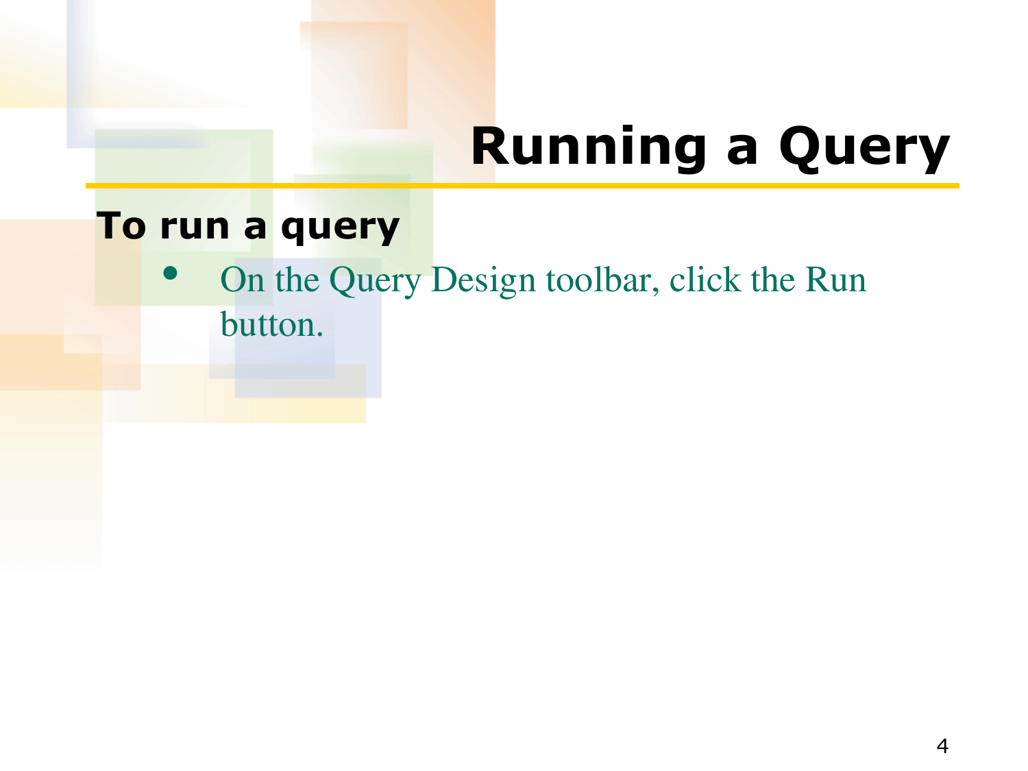# Running a Query

**To run a query**

- On the Query Design toolbar, click the Run button.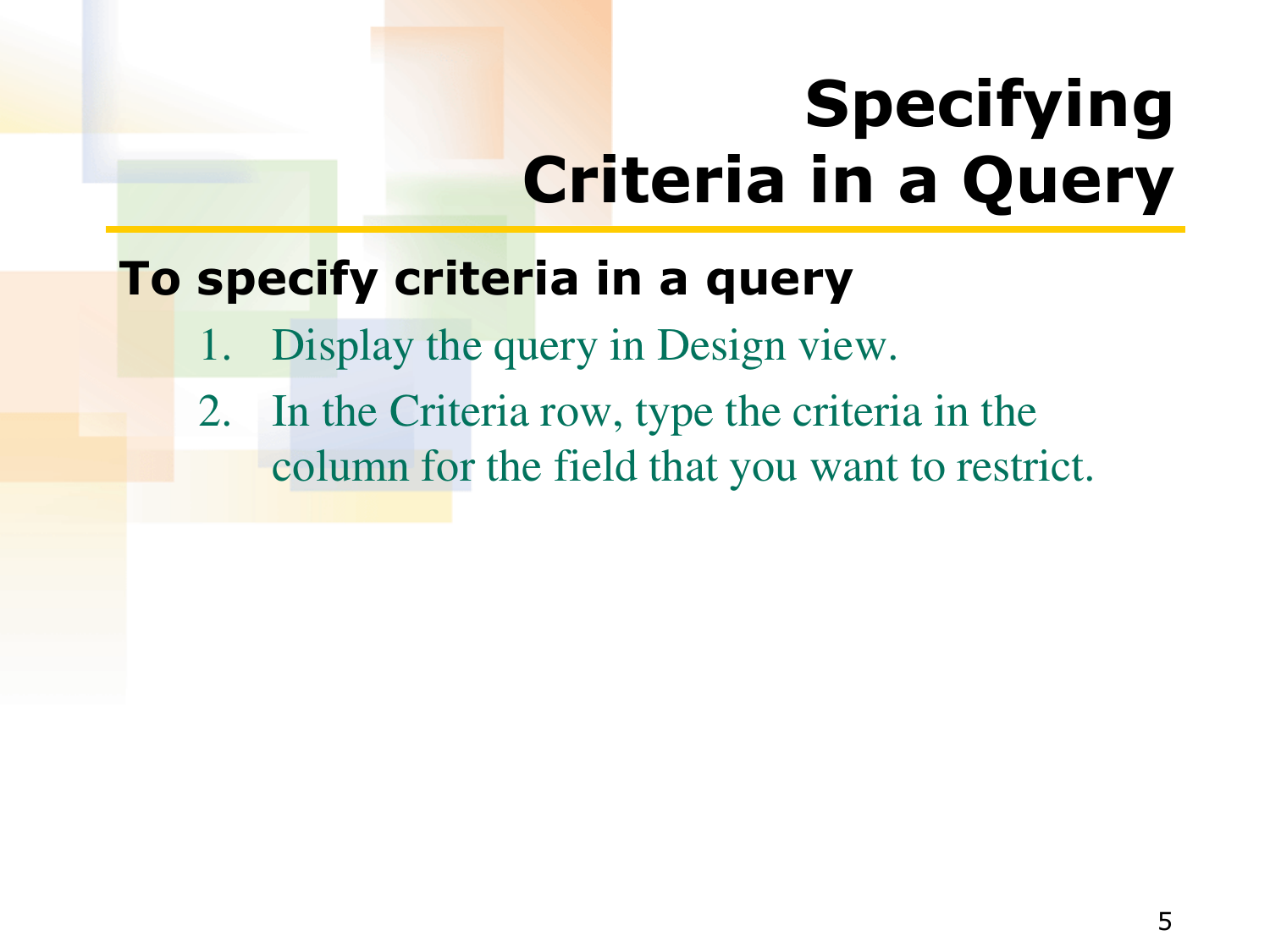# Specifying Criteria in a Query

**To specify criteria in a query**

1. Display the query in Design view.
2. In the Criteria row, type the criteria in the column for the field that you want to restrict.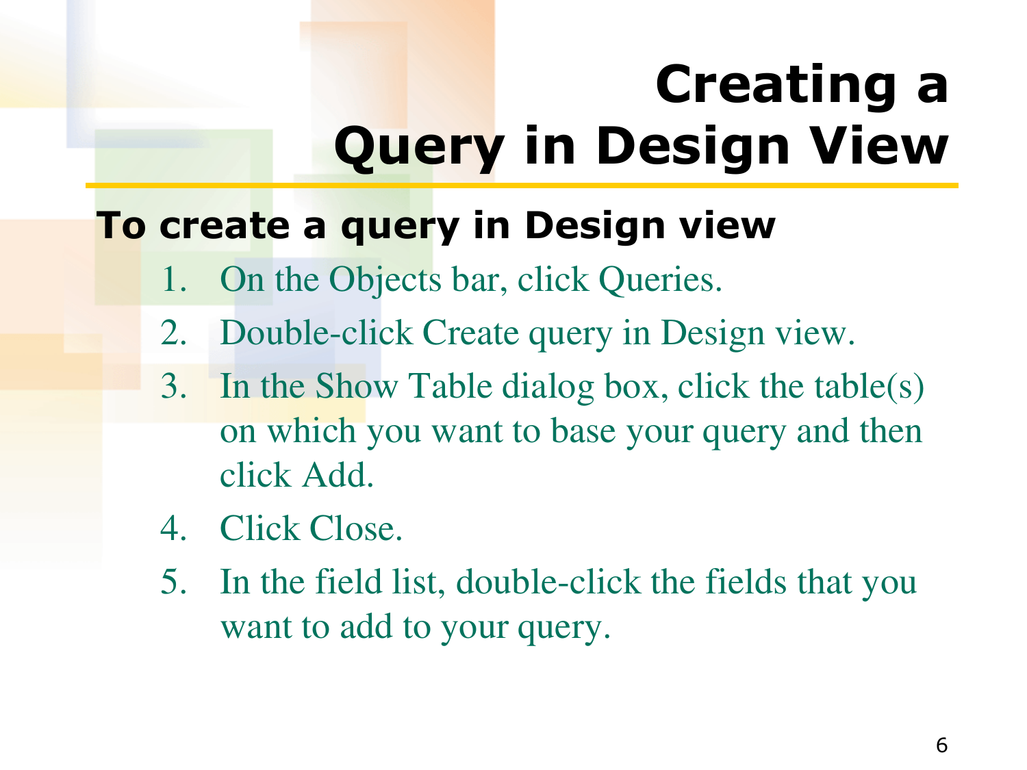# Creating a Query in Design View

**To create a query in Design view**

1. On the Objects bar, click Queries.
2. Double-click Create query in Design view.
3. In the Show Table dialog box, click the table(s) on which you want to base your query and then click Add.
4. Click Close.
5. In the field list, double-click the fields that you want to add to your query.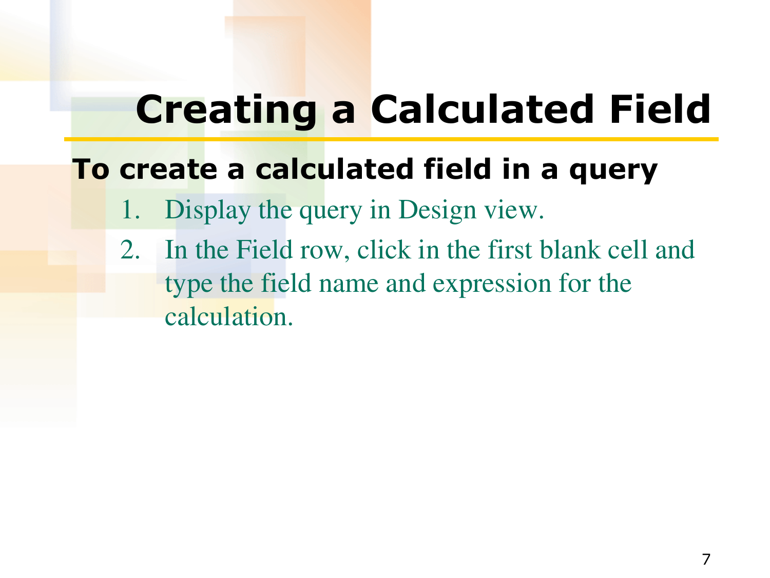# Creating a Calculated Field

**To create a calculated field in a query**

1. Display the query in Design view.
2. In the Field row, click in the first blank cell and type the field name and expression for the calculation.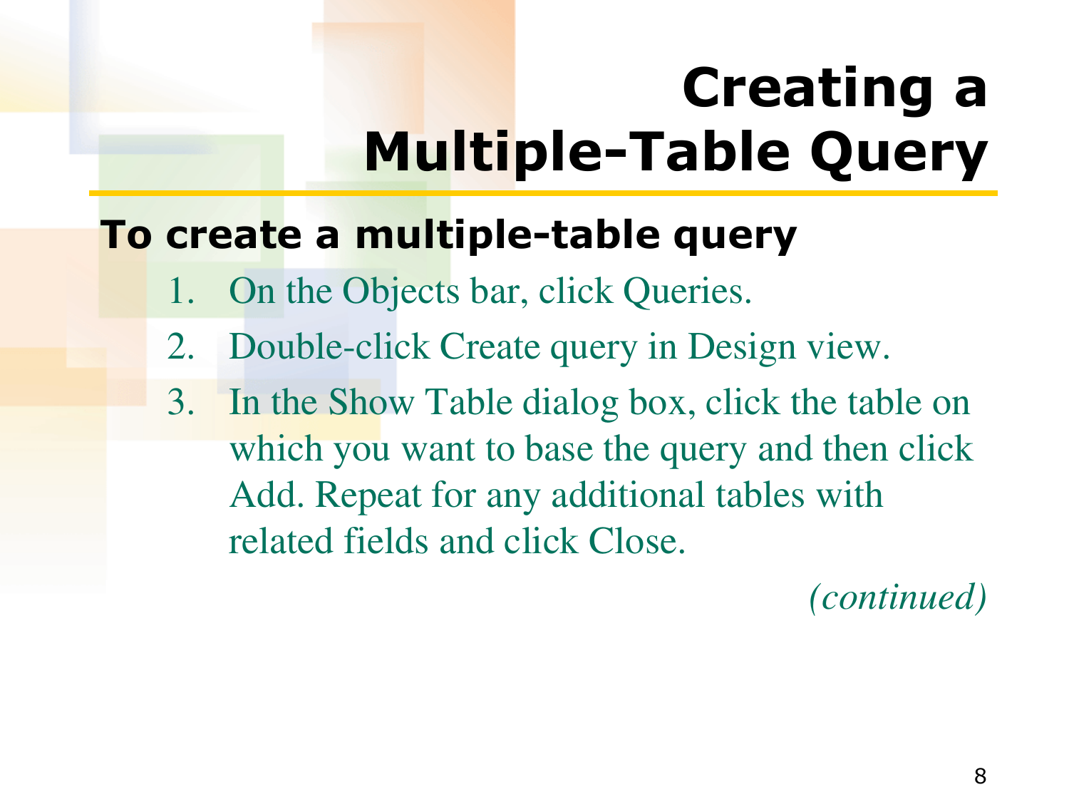# Creating a Multiple-Table Query

**To create a multiple-table query**

1. On the Objects bar, click Queries.
2. Double-click Create query in Design view.
3. In the Show Table dialog box, click the table on which you want to base the query and then click Add. Repeat for any additional tables with related fields and click Close.

*(continued)*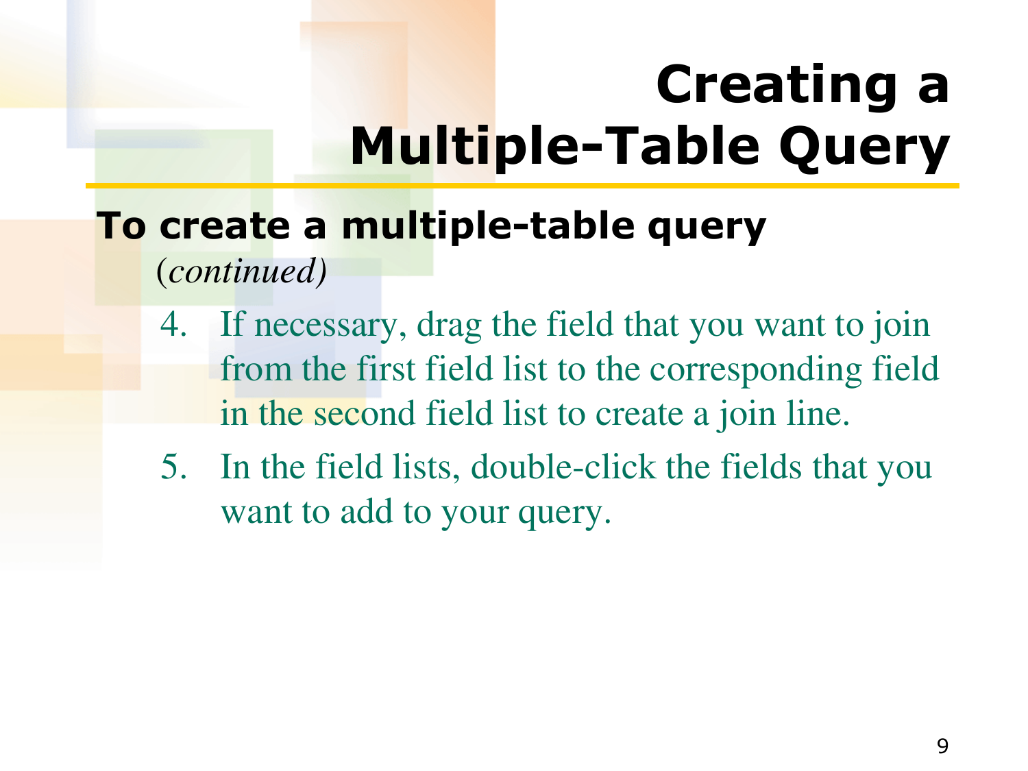# Creating a Multiple-Table Query

**To create a multiple-table query** *(continued)*

4. If necessary, drag the field that you want to join from the first field list to the corresponding field in the second field list to create a join line.
5. In the field lists, double-click the fields that you want to add to your query.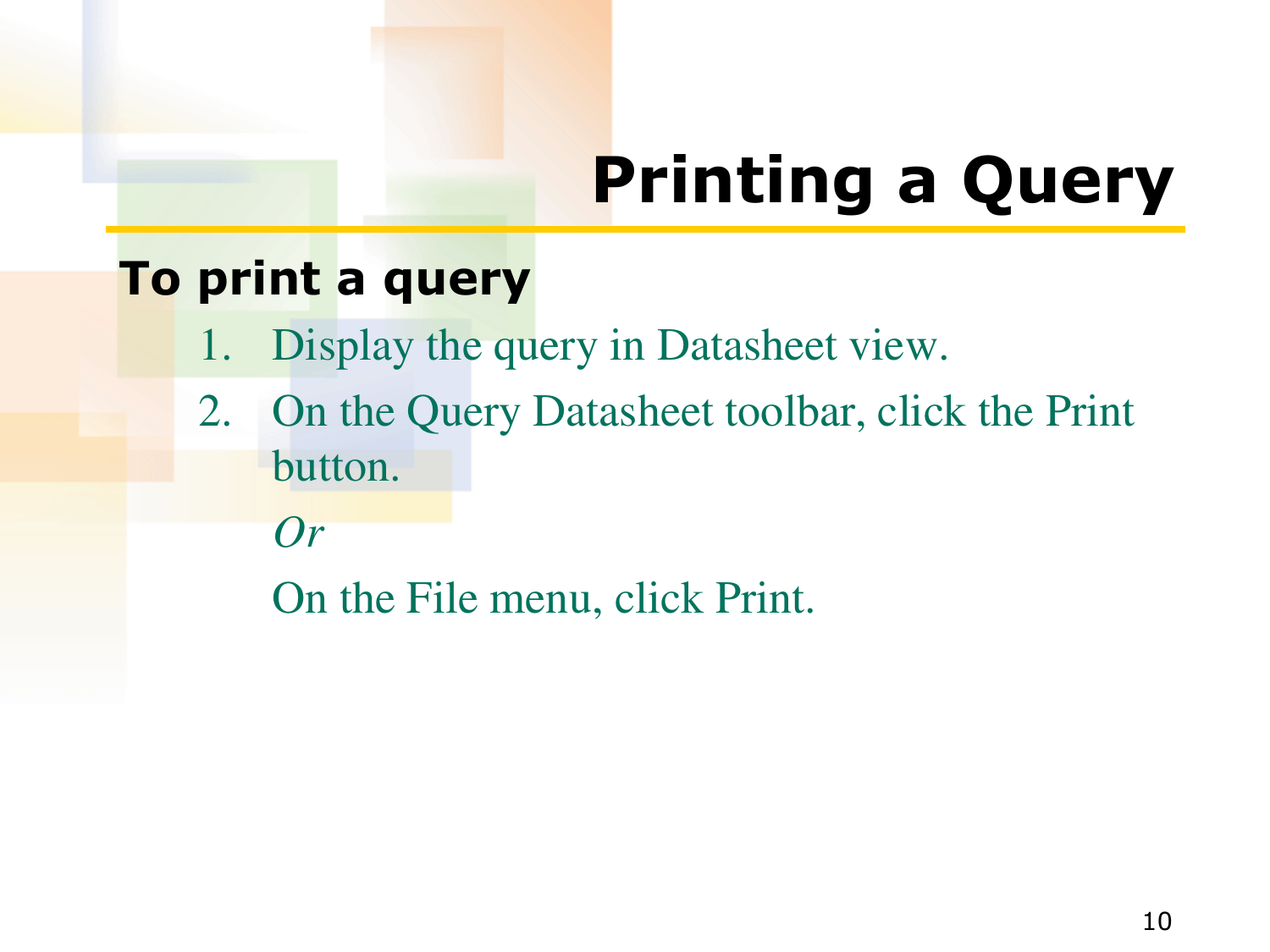# Printing a Query

## To print a query

1. Display the query in Datasheet view.
2. On the Query Datasheet toolbar, click the Print button.

   *Or*

   On the File menu, click Print.